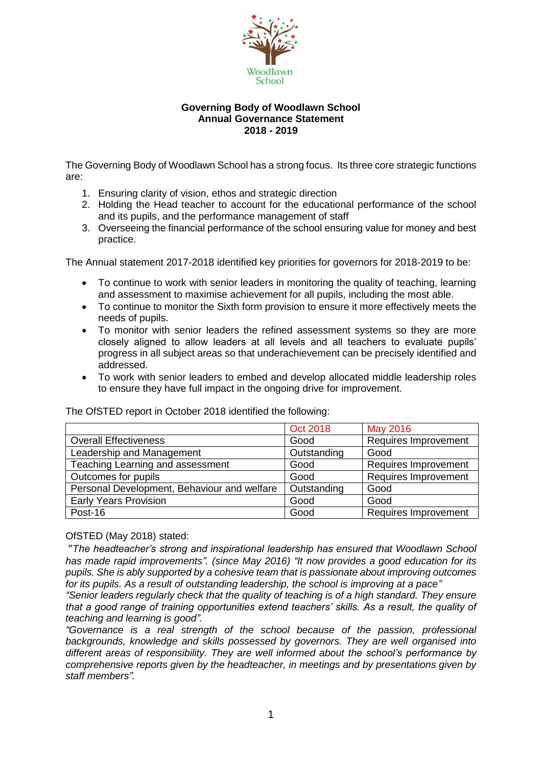**Governing Body of Woodlawn School**
**Annual Governance Statement**
**2018 - 2019**

The Governing Body of Woodlawn School has a strong focus. Its three core strategic functions are:

1. Ensuring clarity of vision, ethos and strategic direction
2. Holding the Head teacher to account for the educational performance of the school and its pupils, and the performance management of staff
3. Overseeing the financial performance of the school ensuring value for money and best practice.

The Annual statement 2017-2018 identified key priorities for governors for 2018-2019 to be:

- To continue to work with senior leaders in monitoring the quality of teaching, learning and assessment to maximise achievement for all pupils, including the most able.
- To continue to monitor the Sixth form provision to ensure it more effectively meets the needs of pupils.
- To monitor with senior leaders the refined assessment systems so they are more closely aligned to allow leaders at all levels and all teachers to evaluate pupils' progress in all subject areas so that underachievement can be precisely identified and addressed.
- To work with senior leaders to embed and develop allocated middle leadership roles to ensure they have full impact in the ongoing drive for improvement.

The OfSTED report in October 2018 identified the following:

| | Oct 2018 | May 2016 |
|---|---|---|
| Overall Effectiveness | Good | Requires Improvement |
| Leadership and Management | Outstanding | Good |
| Teaching Learning and assessment | Good | Requires Improvement |
| Outcomes for pupils | Good | Requires Improvement |
| Personal Development, Behaviour and welfare | Outstanding | Good |
| Early Years Provision | Good | Good |
| Post-16 | Good | Requires Improvement |

OfSTED (May 2018) stated:

*"The headteacher's strong and inspirational leadership has ensured that Woodlawn School has made rapid improvements". (since May 2016) "It now provides a good education for its pupils. She is ably supported by a cohesive team that is passionate about improving outcomes for its pupils. As a result of outstanding leadership, the school is improving at a pace"*

*"Senior leaders regularly check that the quality of teaching is of a high standard. They ensure that a good range of training opportunities extend teachers' skills. As a result, the quality of teaching and learning is good".*

*"Governance is a real strength of the school because of the passion, professional backgrounds, knowledge and skills possessed by governors. They are well organised into different areas of responsibility. They are well informed about the school's performance by comprehensive reports given by the headteacher, in meetings and by presentations given by staff members".*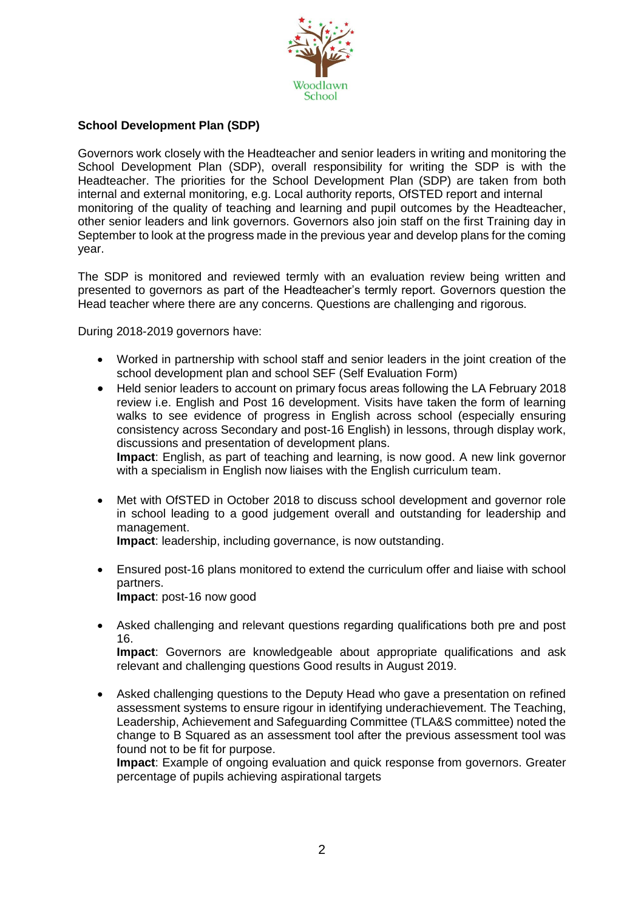**School Development Plan (SDP)**

Governors work closely with the Headteacher and senior leaders in writing and monitoring the School Development Plan (SDP), overall responsibility for writing the SDP is with the Headteacher. The priorities for the School Development Plan (SDP) are taken from both internal and external monitoring, e.g. Local authority reports, OfSTED report and internal monitoring of the quality of teaching and learning and pupil outcomes by the Headteacher, other senior leaders and link governors. Governors also join staff on the first Training day in September to look at the progress made in the previous year and develop plans for the coming year.

The SDP is monitored and reviewed termly with an evaluation review being written and presented to governors as part of the Headteacher's termly report. Governors question the Head teacher where there are any concerns. Questions are challenging and rigorous.

During 2018-2019 governors have:

- Worked in partnership with school staff and senior leaders in the joint creation of the school development plan and school SEF (Self Evaluation Form)
- Held senior leaders to account on primary focus areas following the LA February 2018 review i.e. English and Post 16 development. Visits have taken the form of learning walks to see evidence of progress in English across school (especially ensuring consistency across Secondary and post-16 English) in lessons, through display work, discussions and presentation of development plans.
  **Impact**: English, as part of teaching and learning, is now good. A new link governor with a specialism in English now liaises with the English curriculum team.

- Met with OfSTED in October 2018 to discuss school development and governor role in school leading to a good judgement overall and outstanding for leadership and management.
  **Impact**: leadership, including governance, is now outstanding.

- Ensured post-16 plans monitored to extend the curriculum offer and liaise with school partners.
  **Impact**: post-16 now good

- Asked challenging and relevant questions regarding qualifications both pre and post 16.
  **Impact**: Governors are knowledgeable about appropriate qualifications and ask relevant and challenging questions Good results in August 2019.

- Asked challenging questions to the Deputy Head who gave a presentation on refined assessment systems to ensure rigour in identifying underachievement. The Teaching, Leadership, Achievement and Safeguarding Committee (TLA&S committee) noted the change to B Squared as an assessment tool after the previous assessment tool was found not to be fit for purpose.
  **Impact**: Example of ongoing evaluation and quick response from governors. Greater percentage of pupils achieving aspirational targets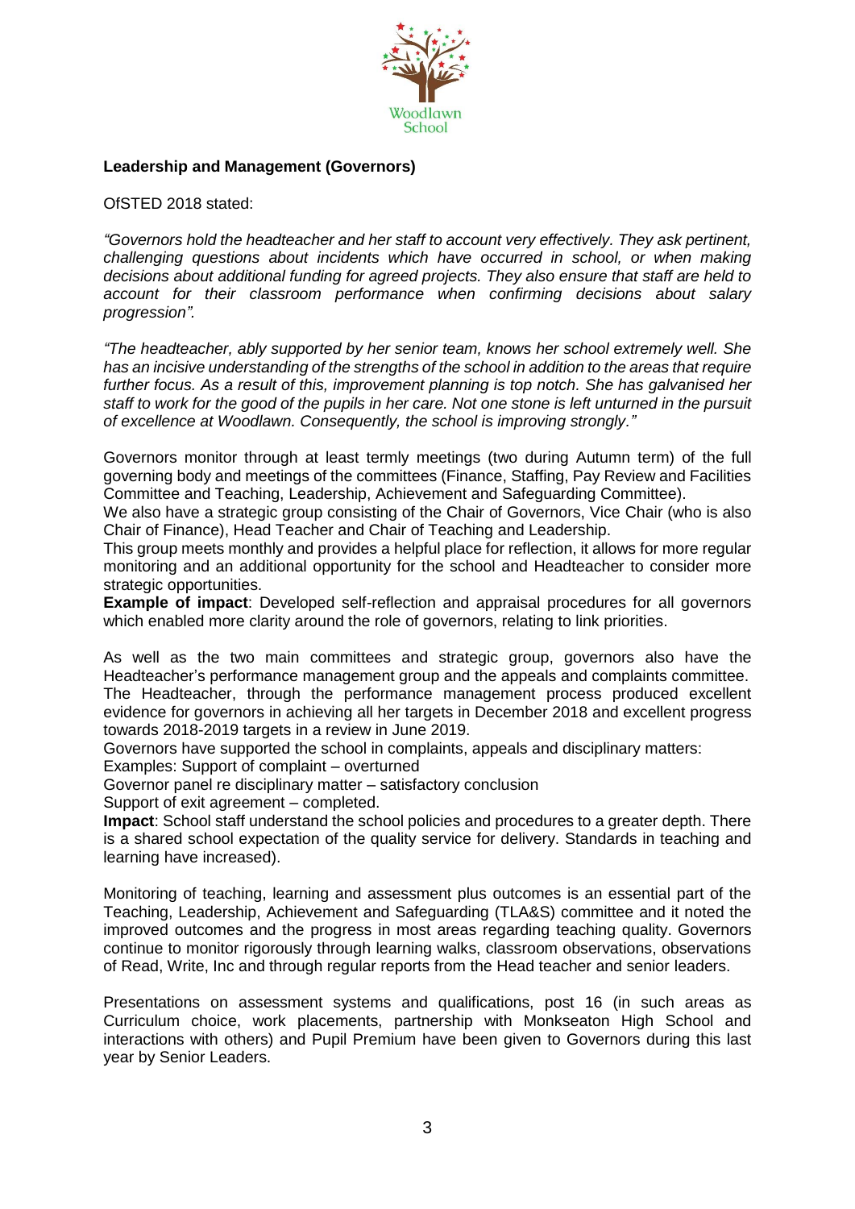## Leadership and Management (Governors)

OfSTED 2018 stated:

*"Governors hold the headteacher and her staff to account very effectively. They ask pertinent, challenging questions about incidents which have occurred in school, or when making decisions about additional funding for agreed projects. They also ensure that staff are held to account for their classroom performance when confirming decisions about salary progression".*

*"The headteacher, ably supported by her senior team, knows her school extremely well. She has an incisive understanding of the strengths of the school in addition to the areas that require further focus. As a result of this, improvement planning is top notch. She has galvanised her staff to work for the good of the pupils in her care. Not one stone is left unturned in the pursuit of excellence at Woodlawn. Consequently, the school is improving strongly."*

Governors monitor through at least termly meetings (two during Autumn term) of the full governing body and meetings of the committees (Finance, Staffing, Pay Review and Facilities Committee and Teaching, Leadership, Achievement and Safeguarding Committee).
We also have a strategic group consisting of the Chair of Governors, Vice Chair (who is also Chair of Finance), Head Teacher and Chair of Teaching and Leadership.
This group meets monthly and provides a helpful place for reflection, it allows for more regular monitoring and an additional opportunity for the school and Headteacher to consider more strategic opportunities.
**Example of impact**: Developed self-reflection and appraisal procedures for all governors which enabled more clarity around the role of governors, relating to link priorities.

As well as the two main committees and strategic group, governors also have the Headteacher's performance management group and the appeals and complaints committee.
The Headteacher, through the performance management process produced excellent evidence for governors in achieving all her targets in December 2018 and excellent progress towards 2018-2019 targets in a review in June 2019.
Governors have supported the school in complaints, appeals and disciplinary matters:
Examples: Support of complaint – overturned
Governor panel re disciplinary matter – satisfactory conclusion
Support of exit agreement – completed.
**Impact**: School staff understand the school policies and procedures to a greater depth. There is a shared school expectation of the quality service for delivery. Standards in teaching and learning have increased).

Monitoring of teaching, learning and assessment plus outcomes is an essential part of the Teaching, Leadership, Achievement and Safeguarding (TLA&S) committee and it noted the improved outcomes and the progress in most areas regarding teaching quality. Governors continue to monitor rigorously through learning walks, classroom observations, observations of Read, Write, Inc and through regular reports from the Head teacher and senior leaders.

Presentations on assessment systems and qualifications, post 16 (in such areas as Curriculum choice, work placements, partnership with Monkseaton High School and interactions with others) and Pupil Premium have been given to Governors during this last year by Senior Leaders.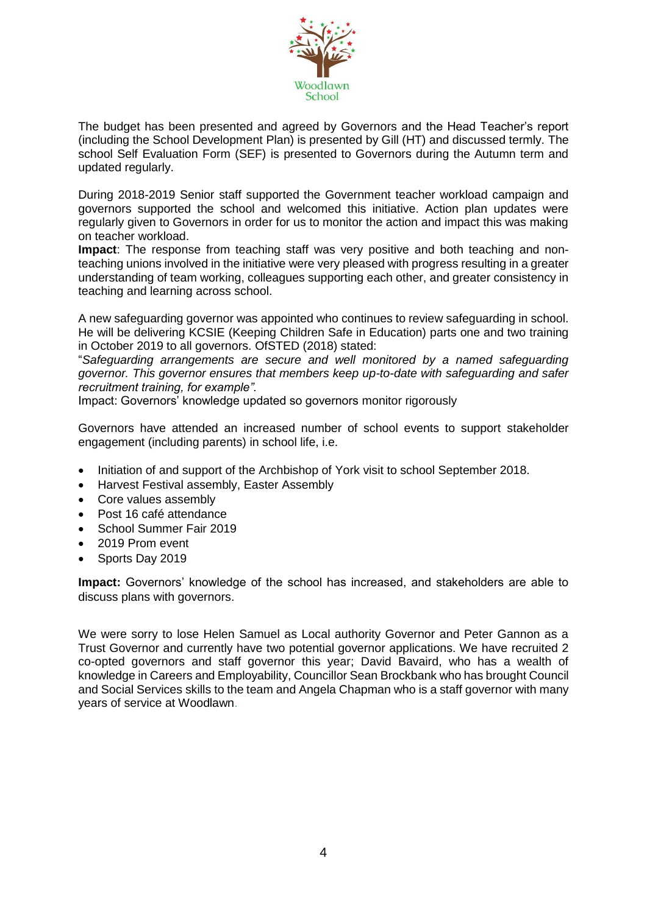The budget has been presented and agreed by Governors and the Head Teacher's report (including the School Development Plan) is presented by Gill (HT) and discussed termly. The school Self Evaluation Form (SEF) is presented to Governors during the Autumn term and updated regularly.

During 2018-2019 Senior staff supported the Government teacher workload campaign and governors supported the school and welcomed this initiative. Action plan updates were regularly given to Governors in order for us to monitor the action and impact this was making on teacher workload.
**Impact**: The response from teaching staff was very positive and both teaching and non-teaching unions involved in the initiative were very pleased with progress resulting in a greater understanding of team working, colleagues supporting each other, and greater consistency in teaching and learning across school.

A new safeguarding governor was appointed who continues to review safeguarding in school. He will be delivering KCSIE (Keeping Children Safe in Education) parts one and two training in October 2019 to all governors. OfSTED (2018) stated:
"*Safeguarding arrangements are secure and well monitored by a named safeguarding governor. This governor ensures that members keep up-to-date with safeguarding and safer recruitment training, for example".*
Impact: Governors' knowledge updated so governors monitor rigorously

Governors have attended an increased number of school events to support stakeholder engagement (including parents) in school life, i.e.

- Initiation of and support of the Archbishop of York visit to school September 2018.
- Harvest Festival assembly, Easter Assembly
- Core values assembly
- Post 16 café attendance
- School Summer Fair 2019
- 2019 Prom event
- Sports Day 2019

**Impact:** Governors' knowledge of the school has increased, and stakeholders are able to discuss plans with governors.

We were sorry to lose Helen Samuel as Local authority Governor and Peter Gannon as a Trust Governor and currently have two potential governor applications. We have recruited 2 co-opted governors and staff governor this year; David Bavaird, who has a wealth of knowledge in Careers and Employability, Councillor Sean Brockbank who has brought Council and Social Services skills to the team and Angela Chapman who is a staff governor with many years of service at Woodlawn.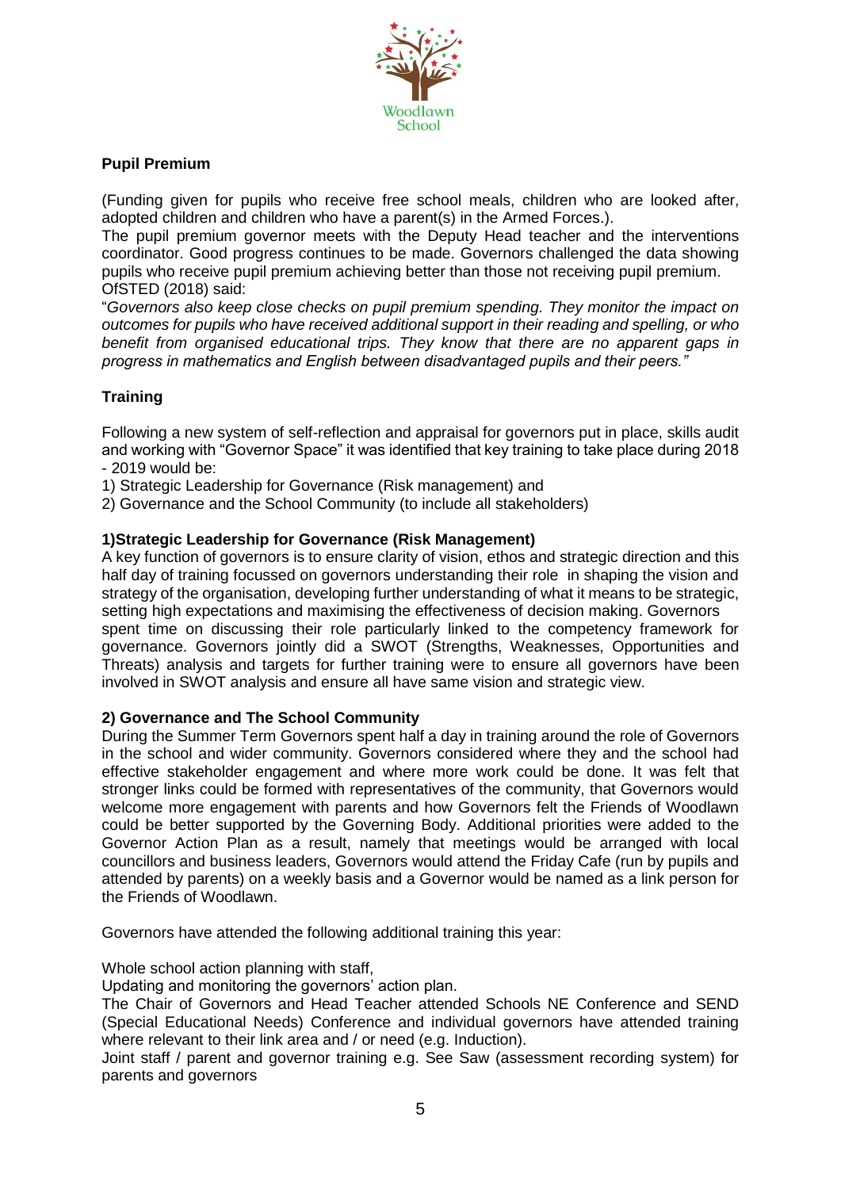**Pupil Premium**

(Funding given for pupils who receive free school meals, children who are looked after, adopted children and children who have a parent(s) in the Armed Forces.).

The pupil premium governor meets with the Deputy Head teacher and the interventions coordinator. Good progress continues to be made. Governors challenged the data showing pupils who receive pupil premium achieving better than those not receiving pupil premium.

OfSTED (2018) said:

"*Governors also keep close checks on pupil premium spending. They monitor the impact on outcomes for pupils who have received additional support in their reading and spelling, or who benefit from organised educational trips. They know that there are no apparent gaps in progress in mathematics and English between disadvantaged pupils and their peers."*

**Training**

Following a new system of self-reflection and appraisal for governors put in place, skills audit and working with "Governor Space" it was identified that key training to take place during 2018 - 2019 would be:

1) Strategic Leadership for Governance (Risk management) and
2) Governance and the School Community (to include all stakeholders)

**1)Strategic Leadership for Governance (Risk Management)**

A key function of governors is to ensure clarity of vision, ethos and strategic direction and this half day of training focussed on governors understanding their role in shaping the vision and strategy of the organisation, developing further understanding of what it means to be strategic, setting high expectations and maximising the effectiveness of decision making. Governors spent time on discussing their role particularly linked to the competency framework for governance. Governors jointly did a SWOT (Strengths, Weaknesses, Opportunities and Threats) analysis and targets for further training were to ensure all governors have been involved in SWOT analysis and ensure all have same vision and strategic view.

**2) Governance and The School Community**

During the Summer Term Governors spent half a day in training around the role of Governors in the school and wider community. Governors considered where they and the school had effective stakeholder engagement and where more work could be done. It was felt that stronger links could be formed with representatives of the community, that Governors would welcome more engagement with parents and how Governors felt the Friends of Woodlawn could be better supported by the Governing Body. Additional priorities were added to the Governor Action Plan as a result, namely that meetings would be arranged with local councillors and business leaders, Governors would attend the Friday Cafe (run by pupils and attended by parents) on a weekly basis and a Governor would be named as a link person for the Friends of Woodlawn.

Governors have attended the following additional training this year:

Whole school action planning with staff,

Updating and monitoring the governors' action plan.

The Chair of Governors and Head Teacher attended Schools NE Conference and SEND (Special Educational Needs) Conference and individual governors have attended training where relevant to their link area and / or need (e.g. Induction).

Joint staff / parent and governor training e.g. See Saw (assessment recording system) for parents and governors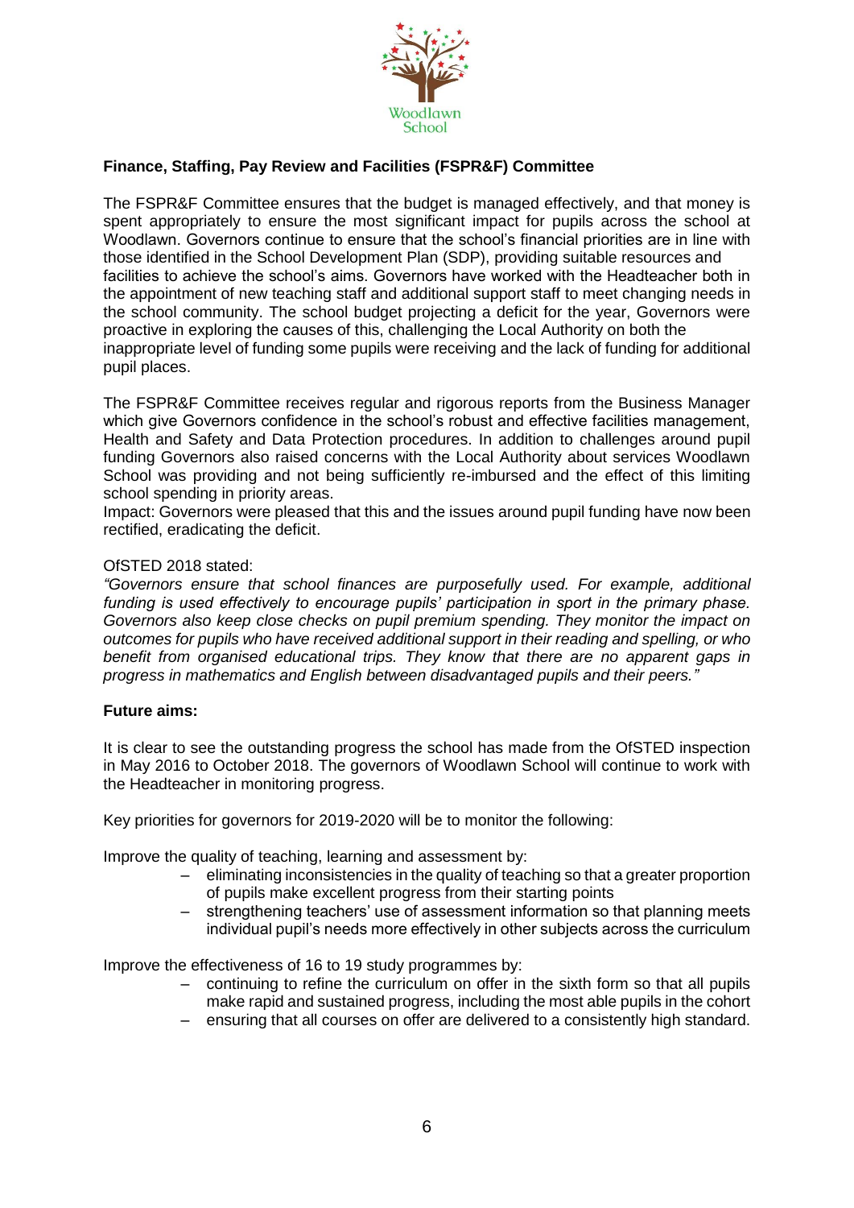**Finance, Staffing, Pay Review and Facilities (FSPR&F) Committee**

The FSPR&F Committee ensures that the budget is managed effectively, and that money is spent appropriately to ensure the most significant impact for pupils across the school at Woodlawn. Governors continue to ensure that the school's financial priorities are in line with those identified in the School Development Plan (SDP), providing suitable resources and facilities to achieve the school's aims. Governors have worked with the Headteacher both in the appointment of new teaching staff and additional support staff to meet changing needs in the school community. The school budget projecting a deficit for the year, Governors were proactive in exploring the causes of this, challenging the Local Authority on both the inappropriate level of funding some pupils were receiving and the lack of funding for additional pupil places.

The FSPR&F Committee receives regular and rigorous reports from the Business Manager which give Governors confidence in the school's robust and effective facilities management, Health and Safety and Data Protection procedures. In addition to challenges around pupil funding Governors also raised concerns with the Local Authority about services Woodlawn School was providing and not being sufficiently re-imbursed and the effect of this limiting school spending in priority areas.
Impact: Governors were pleased that this and the issues around pupil funding have now been rectified, eradicating the deficit.

OfSTED 2018 stated:
*"Governors ensure that school finances are purposefully used. For example, additional funding is used effectively to encourage pupils' participation in sport in the primary phase. Governors also keep close checks on pupil premium spending. They monitor the impact on outcomes for pupils who have received additional support in their reading and spelling, or who benefit from organised educational trips. They know that there are no apparent gaps in progress in mathematics and English between disadvantaged pupils and their peers."*

**Future aims:**

It is clear to see the outstanding progress the school has made from the OfSTED inspection in May 2016 to October 2018. The governors of Woodlawn School will continue to work with the Headteacher in monitoring progress.

Key priorities for governors for 2019-2020 will be to monitor the following:

Improve the quality of teaching, learning and assessment by:

- eliminating inconsistencies in the quality of teaching so that a greater proportion of pupils make excellent progress from their starting points
- strengthening teachers' use of assessment information so that planning meets individual pupil's needs more effectively in other subjects across the curriculum

Improve the effectiveness of 16 to 19 study programmes by:

- continuing to refine the curriculum on offer in the sixth form so that all pupils make rapid and sustained progress, including the most able pupils in the cohort
- ensuring that all courses on offer are delivered to a consistently high standard.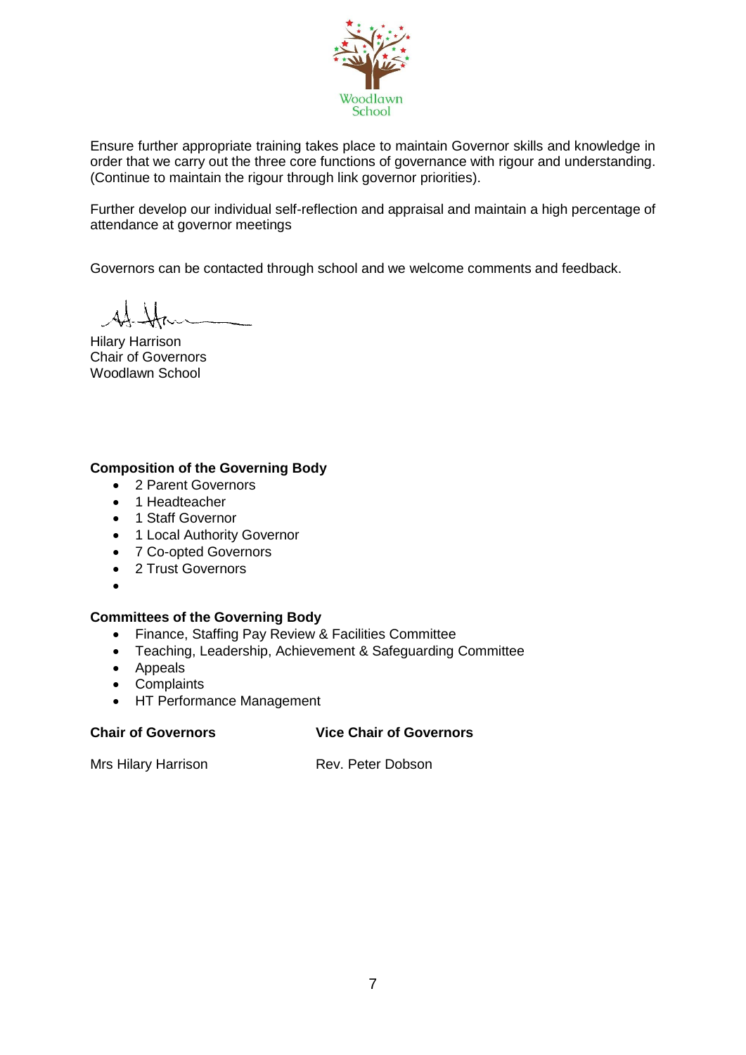Woodlawn School

Ensure further appropriate training takes place to maintain Governor skills and knowledge in order that we carry out the three core functions of governance with rigour and understanding. (Continue to maintain the rigour through link governor priorities).

Further develop our individual self-reflection and appraisal and maintain a high percentage of attendance at governor meetings

Governors can be contacted through school and we welcome comments and feedback.

Hilary Harrison
Chair of Governors
Woodlawn School

**Composition of the Governing Body**

- 2 Parent Governors
- 1 Headteacher
- 1 Staff Governor
- 1 Local Authority Governor
- 7 Co-opted Governors
- 2 Trust Governors

**Committees of the Governing Body**

- Finance, Staffing Pay Review & Facilities Committee
- Teaching, Leadership, Achievement & Safeguarding Committee
- Appeals
- Complaints
- HT Performance Management

| **Chair of Governors** | **Vice Chair of Governors** |
| --- | --- |
| Mrs Hilary Harrison | Rev. Peter Dobson |